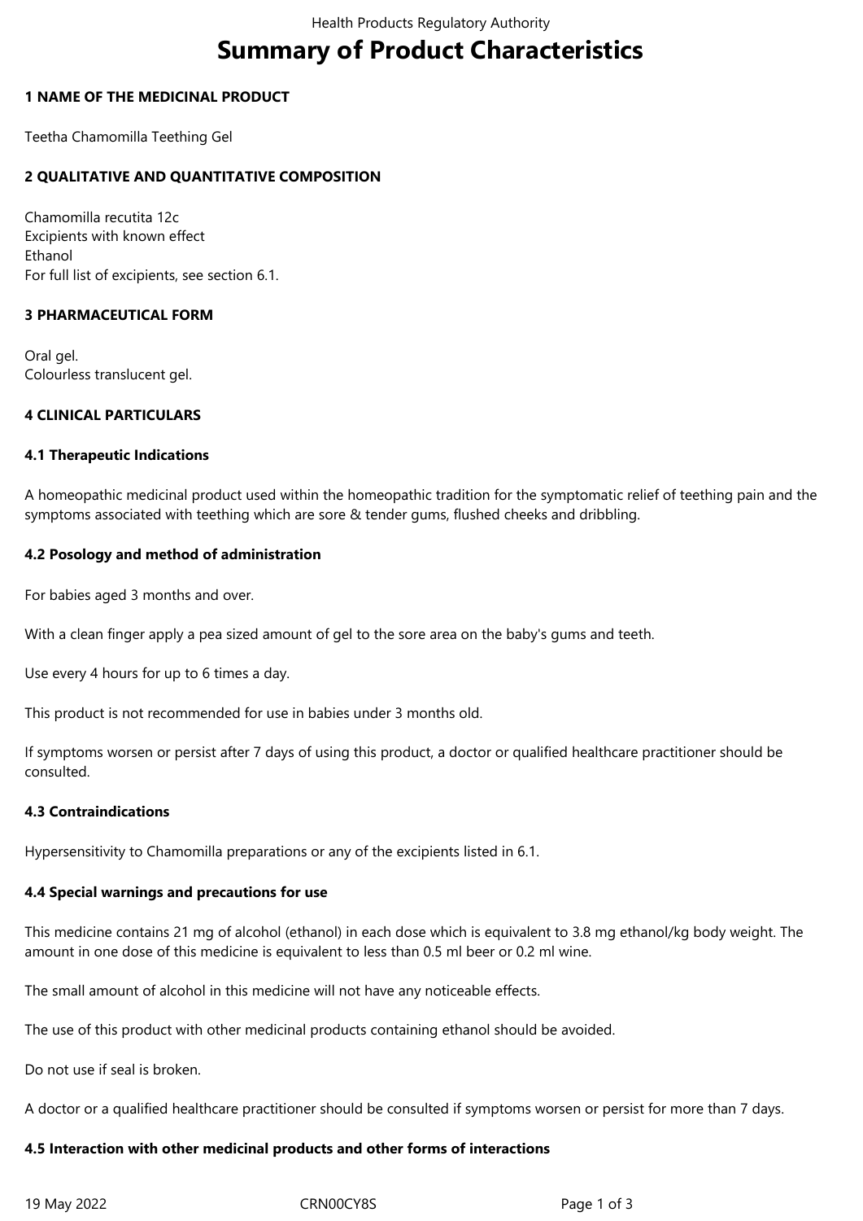# Summary of Product Characteristics

## 1 NAME OF THE MEDICINAL PRODUCT

Teetha Chamomilla Teething Gel

## 2 QUALITATIVE AND QUANTITATIVE COMPOSITION

Chamomilla recutita 12c
Excipients with known effect
Ethanol
For full list of excipients, see section 6.1.

## 3 PHARMACEUTICAL FORM

Oral gel.
Colourless translucent gel.

## 4 CLINICAL PARTICULARS

### 4.1 Therapeutic Indications

A homeopathic medicinal product used within the homeopathic tradition for the symptomatic relief of teething pain and the symptoms associated with teething which are sore & tender gums, flushed cheeks and dribbling.

### 4.2 Posology and method of administration

For babies aged 3 months and over.

With a clean finger apply a pea sized amount of gel to the sore area on the baby's gums and teeth.

Use every 4 hours for up to 6 times a day.

This product is not recommended for use in babies under 3 months old.

If symptoms worsen or persist after 7 days of using this product, a doctor or qualified healthcare practitioner should be consulted.

### 4.3 Contraindications

Hypersensitivity to Chamomilla preparations or any of the excipients listed in 6.1.

### 4.4 Special warnings and precautions for use

This medicine contains 21 mg of alcohol (ethanol) in each dose which is equivalent to 3.8 mg ethanol/kg body weight. The amount in one dose of this medicine is equivalent to less than 0.5 ml beer or 0.2 ml wine.

The small amount of alcohol in this medicine will not have any noticeable effects.

The use of this product with other medicinal products containing ethanol should be avoided.

Do not use if seal is broken.

A doctor or a qualified healthcare practitioner should be consulted if symptoms worsen or persist for more than 7 days.

### 4.5 Interaction with other medicinal products and other forms of interactions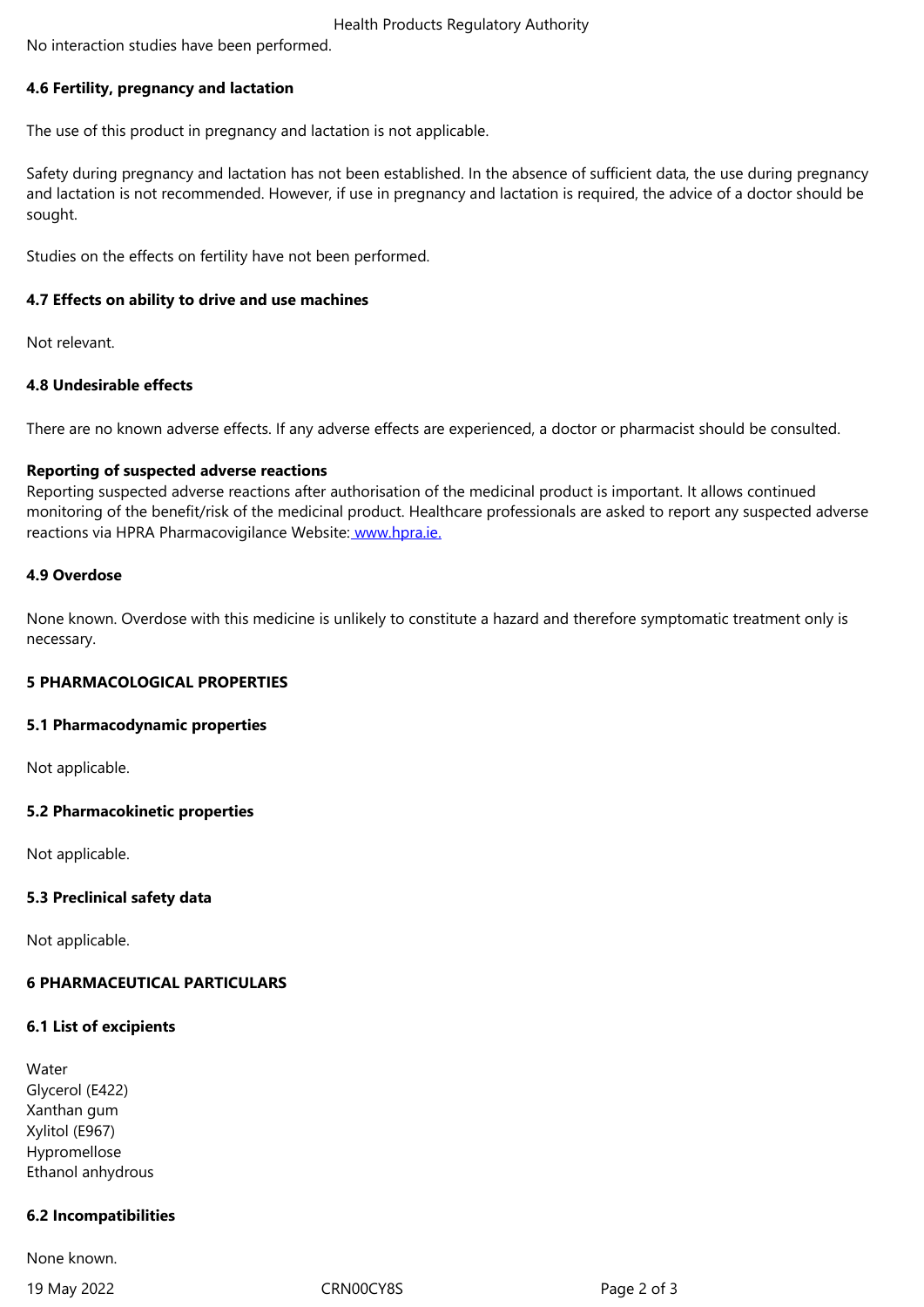No interaction studies have been performed.

### 4.6 Fertility, pregnancy and lactation

The use of this product in pregnancy and lactation is not applicable.

Safety during pregnancy and lactation has not been established. In the absence of sufficient data, the use during pregnancy and lactation is not recommended. However, if use in pregnancy and lactation is required, the advice of a doctor should be sought.

Studies on the effects on fertility have not been performed.

### 4.7 Effects on ability to drive and use machines

Not relevant.

### 4.8 Undesirable effects

There are no known adverse effects. If any adverse effects are experienced, a doctor or pharmacist should be consulted.

**Reporting of suspected adverse reactions**

Reporting suspected adverse reactions after authorisation of the medicinal product is important. It allows continued monitoring of the benefit/risk of the medicinal product. Healthcare professionals are asked to report any suspected adverse reactions via HPRA Pharmacovigilance Website: www.hpra.ie.

### 4.9 Overdose

None known. Overdose with this medicine is unlikely to constitute a hazard and therefore symptomatic treatment only is necessary.

## 5 PHARMACOLOGICAL PROPERTIES

### 5.1 Pharmacodynamic properties

Not applicable.

### 5.2 Pharmacokinetic properties

Not applicable.

### 5.3 Preclinical safety data

Not applicable.

## 6 PHARMACEUTICAL PARTICULARS

### 6.1 List of excipients

Water
Glycerol (E422)
Xanthan gum
Xylitol (E967)
Hypromellose
Ethanol anhydrous

### 6.2 Incompatibilities

None known.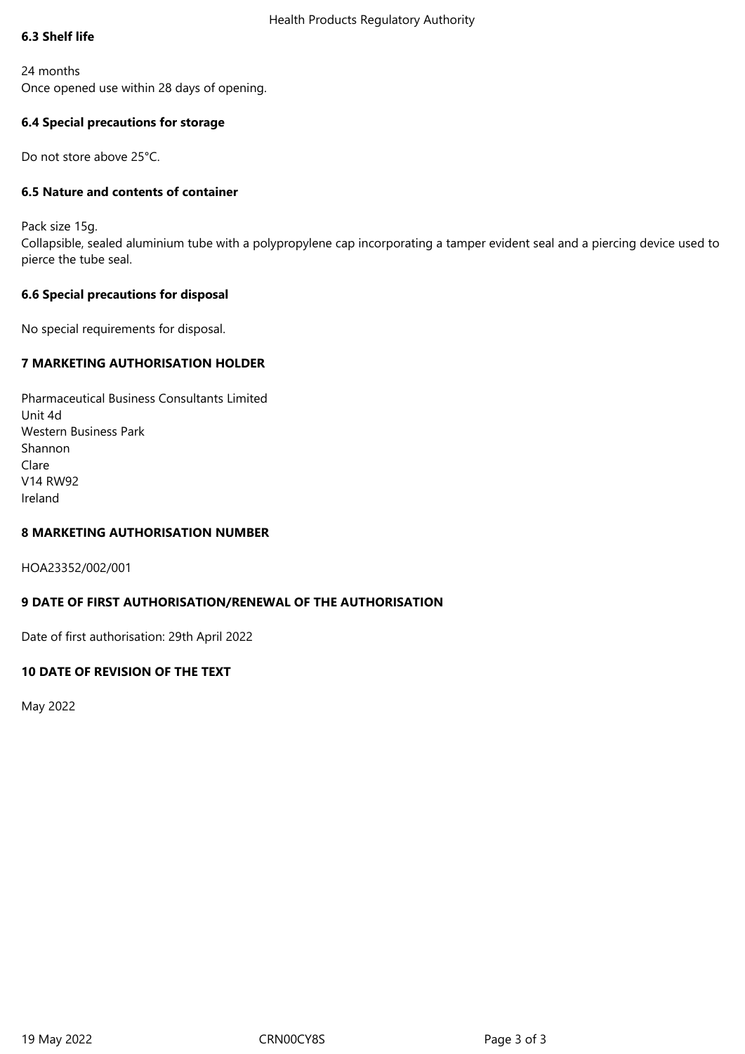### 6.3 Shelf life

24 months
Once opened use within 28 days of opening.

### 6.4 Special precautions for storage

Do not store above 25°C.

### 6.5 Nature and contents of container

Pack size 15g.
Collapsible, sealed aluminium tube with a polypropylene cap incorporating a tamper evident seal and a piercing device used to pierce the tube seal.

### 6.6 Special precautions for disposal

No special requirements for disposal.

## 7 MARKETING AUTHORISATION HOLDER

Pharmaceutical Business Consultants Limited
Unit 4d
Western Business Park
Shannon
Clare
V14 RW92
Ireland

## 8 MARKETING AUTHORISATION NUMBER

HOA23352/002/001

## 9 DATE OF FIRST AUTHORISATION/RENEWAL OF THE AUTHORISATION

Date of first authorisation: 29th April 2022

## 10 DATE OF REVISION OF THE TEXT

May 2022